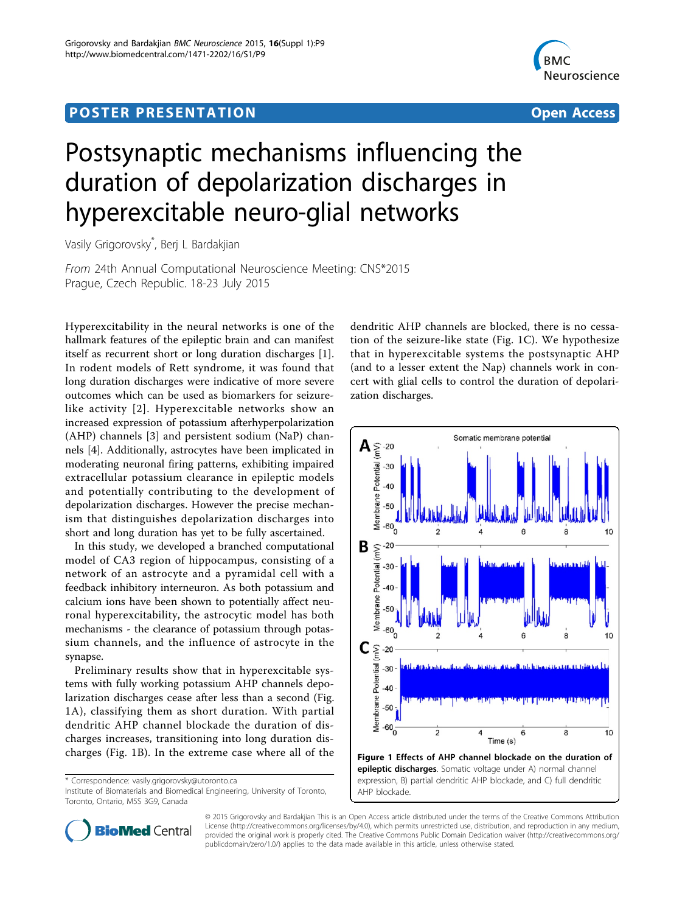POSTER PRESENTATION Open Access

# Postsynaptic mechanisms influencing the duration of depolarization discharges in hyperexcitable neuro-glial networks

Vasily Grigorovsky*, Berj L Bardakjian

*From* 24th Annual Computational Neuroscience Meeting: CNS*2015
Prague, Czech Republic. 18-23 July 2015

Hyperexcitability in the neural networks is one of the hallmark features of the epileptic brain and can manifest itself as recurrent short or long duration discharges [1]. In rodent models of Rett syndrome, it was found that long duration discharges were indicative of more severe outcomes which can be used as biomarkers for seizure-like activity [2]. Hyperexcitable networks show an increased expression of potassium afterhyperpolarization (AHP) channels [3] and persistent sodium (NaP) channels [4]. Additionally, astrocytes have been implicated in moderating neuronal firing patterns, exhibiting impaired extracellular potassium clearance in epileptic models and potentially contributing to the development of depolarization discharges. However the precise mechanism that distinguishes depolarization discharges into short and long duration has yet to be fully ascertained.

In this study, we developed a branched computational model of CA3 region of hippocampus, consisting of a network of an astrocyte and a pyramidal cell with a feedback inhibitory interneuron. As both potassium and calcium ions have been shown to potentially affect neuronal hyperexcitability, the astrocyte model has both mechanisms - the clearance of potassium through potassium channels, and the influence of astrocyte in the synapse.

Preliminary results show that in hyperexcitable systems with fully working potassium AHP channels depolarization discharges cease after less than a second (Fig. 1A), classifying them as short duration. With partial dendritic AHP channel blockade the duration of discharges increases, transitioning into long duration discharges (Fig. 1B). In the extreme case where all of the dendritic AHP channels are blocked, there is no cessation of the seizure-like state (Fig. 1C). We hypothesize that in hyperexcitable systems the postsynaptic AHP (and to a lesser extent the Nap) channels work in concert with glial cells to control the duration of depolarization discharges.

**Figure 1 Effects of AHP channel blockade on the duration of epileptic discharges**. Somatic voltage under A) normal channel expression, B) partial dendritic AHP blockade, and C) full dendritic AHP blockade.

\* Correspondence: vasily.grigorovsky@utoronto.ca
Institute of Biomaterials and Biomedical Engineering, University of Toronto, Toronto, Ontario, M5S 3G9, Canada

© 2015 Grigorovsky and Bardakjian This is an Open Access article distributed under the terms of the Creative Commons Attribution License (http://creativecommons.org/licenses/by/4.0), which permits unrestricted use, distribution, and reproduction in any medium, provided the original work is properly cited. The Creative Commons Public Domain Dedication waiver (http://creativecommons.org/publicdomain/zero/1.0/) applies to the data made available in this article, unless otherwise stated.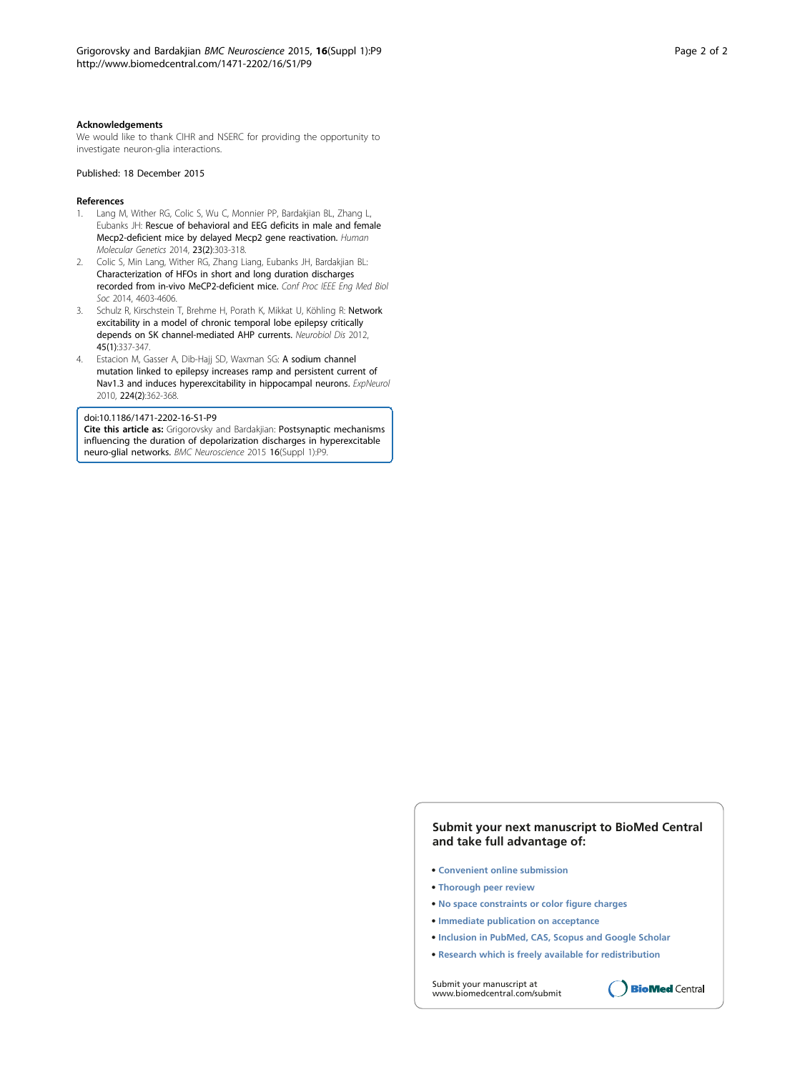#### Acknowledgements

We would like to thank CIHR and NSERC for providing the opportunity to investigate neuron-glia interactions.

Published: 18 December 2015

#### References

1. Lang M, Wither RG, Colic S, Wu C, Monnier PP, Bardakjian BL, Zhang L, Eubanks JH: **Rescue of behavioral and EEG deficits in male and female Mecp2-deficient mice by delayed Mecp2 gene reactivation.** *Human Molecular Genetics* 2014, **23(2)**:303-318.
2. Colic S, Min Lang, Wither RG, Zhang Liang, Eubanks JH, Bardakjian BL: **Characterization of HFOs in short and long duration discharges recorded from in-vivo MeCP2-deficient mice.** *Conf Proc IEEE Eng Med Biol Soc* 2014, 4603-4606.
3. Schulz R, Kirschstein T, Brehme H, Porath K, Mikkat U, Köhling R: **Network excitability in a model of chronic temporal lobe epilepsy critically depends on SK channel-mediated AHP currents.** *Neurobiol Dis* 2012, **45(1)**:337-347.
4. Estacion M, Gasser A, Dib-Hajj SD, Waxman SG: **A sodium channel mutation linked to epilepsy increases ramp and persistent current of Nav1.3 and induces hyperexcitability in hippocampal neurons.** *ExpNeurol* 2010, **224(2)**:362-368.

doi:10.1186/1471-2202-16-S1-P9

**Cite this article as:** Grigorovsky and Bardakjian: **Postsynaptic mechanisms influencing the duration of depolarization discharges in hyperexcitable neuro-glial networks.** *BMC Neuroscience* 2015 **16**(Suppl 1):P9.

**Submit your next manuscript to BioMed Central and take full advantage of:**

- **Convenient online submission**
- **Thorough peer review**
- **No space constraints or color figure charges**
- **Immediate publication on acceptance**
- **Inclusion in PubMed, CAS, Scopus and Google Scholar**
- **Research which is freely available for redistribution**

Submit your manuscript at www.biomedcentral.com/submit

BioMed Central